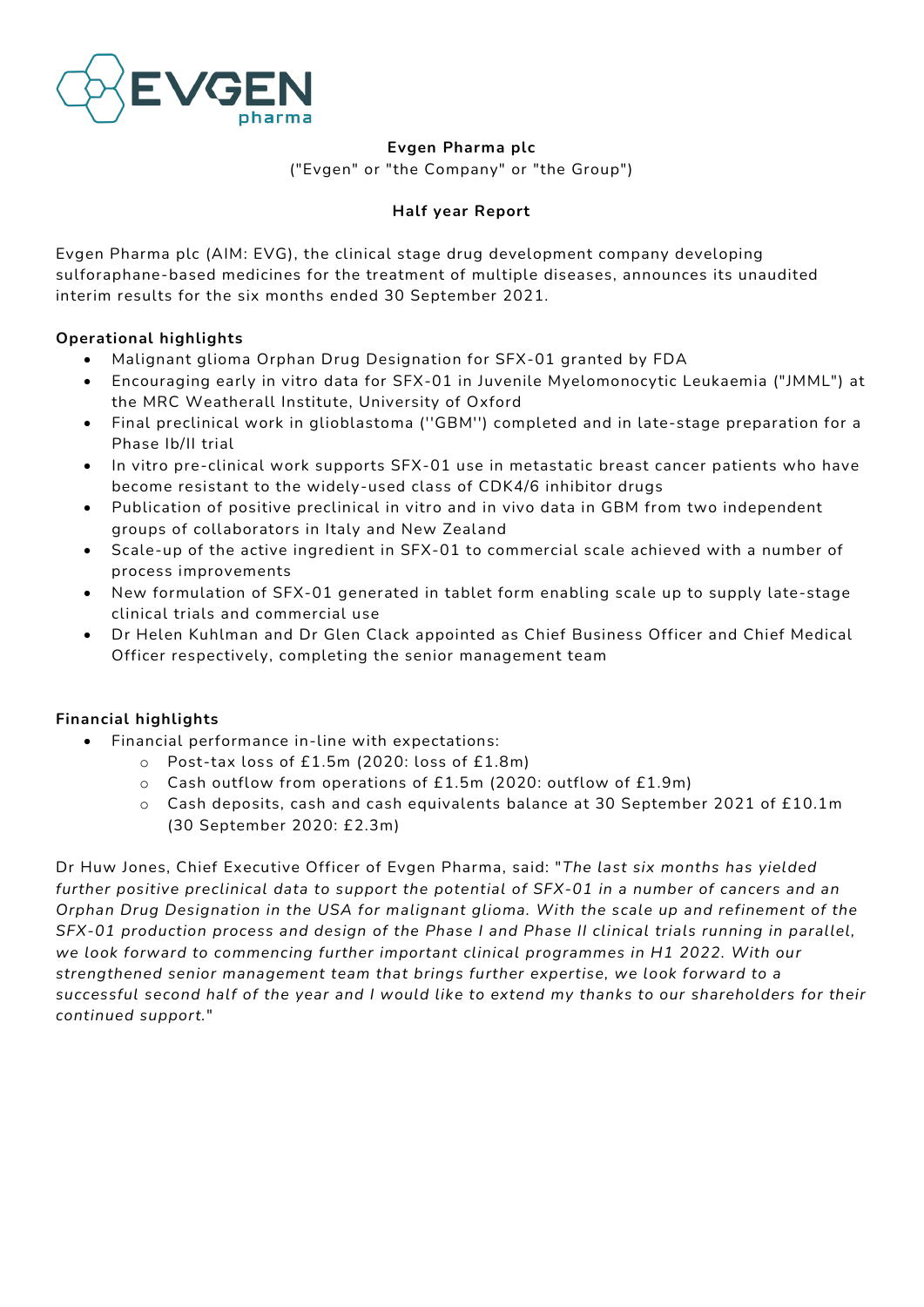**Evgen Pharma plc**

("Evgen" or "the Company" or "the Group")

**Half year Report**

Evgen Pharma plc (AIM: EVG), the clinical stage drug development company developing sulforaphane-based medicines for the treatment of multiple diseases, announces its unaudited interim results for the six months ended 30 September 2021.

**Operational highlights**

- Malignant glioma Orphan Drug Designation for SFX-01 granted by FDA
- Encouraging early in vitro data for SFX-01 in Juvenile Myelomonocytic Leukaemia ("JMML") at the MRC Weatherall Institute, University of Oxford
- Final preclinical work in glioblastoma (''GBM'') completed and in late-stage preparation for a Phase Ib/II trial
- In vitro pre-clinical work supports SFX-01 use in metastatic breast cancer patients who have become resistant to the widely-used class of CDK4/6 inhibitor drugs
- Publication of positive preclinical in vitro and in vivo data in GBM from two independent groups of collaborators in Italy and New Zealand
- Scale-up of the active ingredient in SFX-01 to commercial scale achieved with a number of process improvements
- New formulation of SFX-01 generated in tablet form enabling scale up to supply late-stage clinical trials and commercial use
- Dr Helen Kuhlman and Dr Glen Clack appointed as Chief Business Officer and Chief Medical Officer respectively, completing the senior management team

**Financial highlights**

- Financial performance in-line with expectations:
  - Post-tax loss of £1.5m (2020: loss of £1.8m)
  - Cash outflow from operations of £1.5m (2020: outflow of £1.9m)
  - Cash deposits, cash and cash equivalents balance at 30 September 2021 of £10.1m (30 September 2020: £2.3m)

Dr Huw Jones, Chief Executive Officer of Evgen Pharma, said: "*The last six months has yielded further positive preclinical data to support the potential of SFX-01 in a number of cancers and an Orphan Drug Designation in the USA for malignant glioma. With the scale up and refinement of the SFX-01 production process and design of the Phase I and Phase II clinical trials running in parallel, we look forward to commencing further important clinical programmes in H1 2022. With our strengthened senior management team that brings further expertise, we look forward to a successful second half of the year and I would like to extend my thanks to our shareholders for their continued support.*"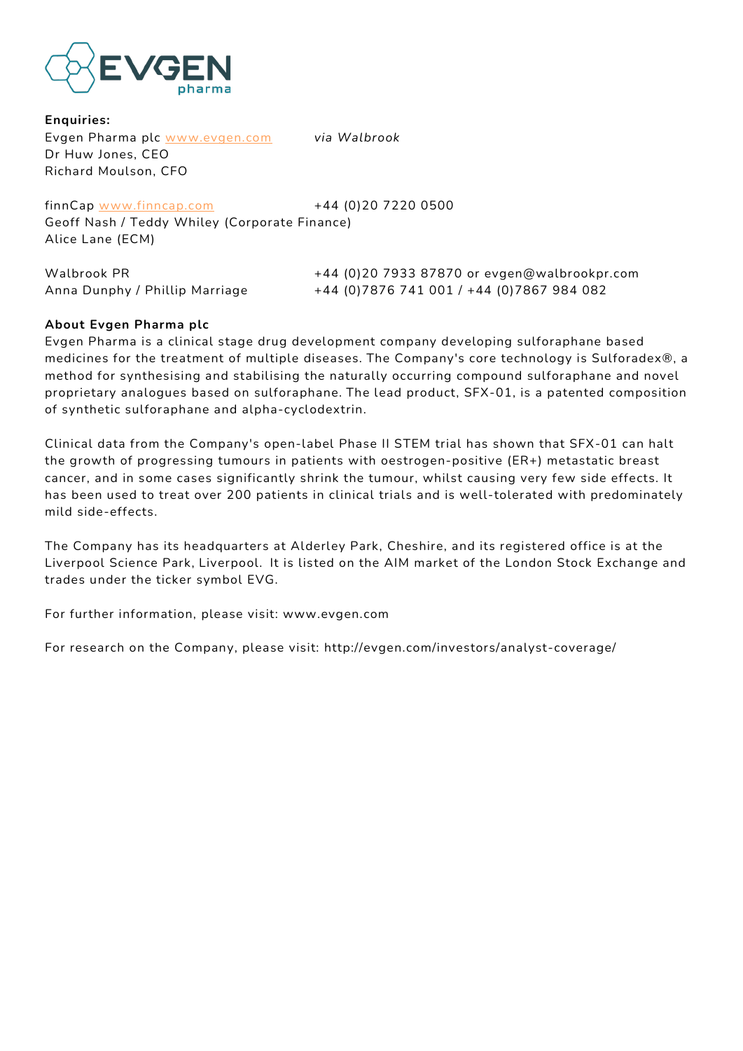**Enquiries:**

Evgen Pharma plc www.evgen.com *via Walbrook*
Dr Huw Jones, CEO
Richard Moulson, CFO

finnCap www.finncap.com +44 (0)20 7220 0500
Geoff Nash / Teddy Whiley (Corporate Finance)
Alice Lane (ECM)

Walbrook PR +44 (0)20 7933 87870 or evgen@walbrookpr.com
Anna Dunphy / Phillip Marriage +44 (0)7876 741 001 / +44 (0)7867 984 082

**About Evgen Pharma plc**

Evgen Pharma is a clinical stage drug development company developing sulforaphane based medicines for the treatment of multiple diseases. The Company's core technology is Sulforadex®, a method for synthesising and stabilising the naturally occurring compound sulforaphane and novel proprietary analogues based on sulforaphane. The lead product, SFX-01, is a patented composition of synthetic sulforaphane and alpha-cyclodextrin.

Clinical data from the Company's open-label Phase II STEM trial has shown that SFX-01 can halt the growth of progressing tumours in patients with oestrogen-positive (ER+) metastatic breast cancer, and in some cases significantly shrink the tumour, whilst causing very few side effects. It has been used to treat over 200 patients in clinical trials and is well-tolerated with predominately mild side-effects.

The Company has its headquarters at Alderley Park, Cheshire, and its registered office is at the Liverpool Science Park, Liverpool. It is listed on the AIM market of the London Stock Exchange and trades under the ticker symbol EVG.

For further information, please visit: www.evgen.com

For research on the Company, please visit: http://evgen.com/investors/analyst-coverage/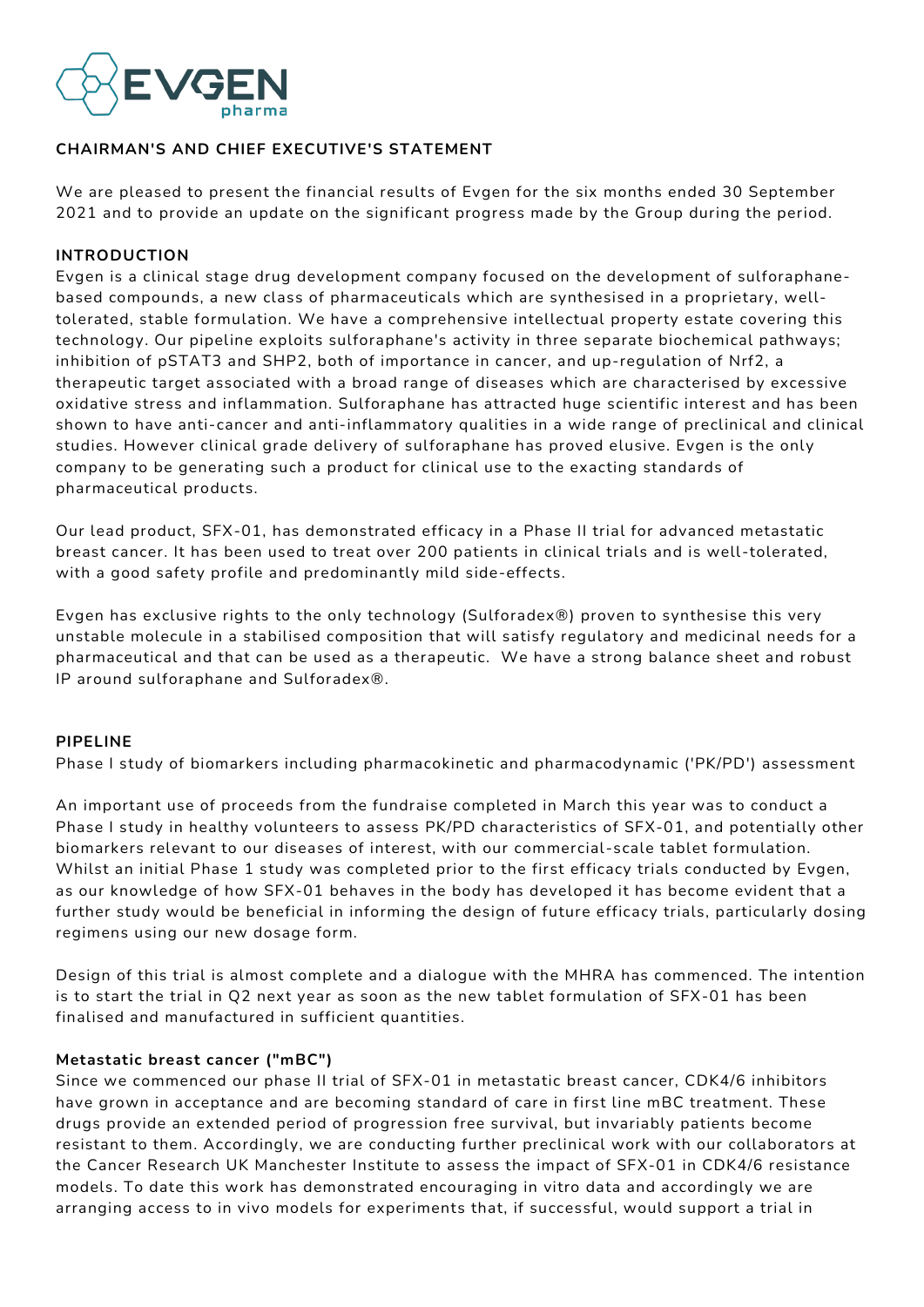## CHAIRMAN'S AND CHIEF EXECUTIVE'S STATEMENT

We are pleased to present the financial results of Evgen for the six months ended 30 September 2021 and to provide an update on the significant progress made by the Group during the period.

### INTRODUCTION

Evgen is a clinical stage drug development company focused on the development of sulforaphane-based compounds, a new class of pharmaceuticals which are synthesised in a proprietary, well-tolerated, stable formulation. We have a comprehensive intellectual property estate covering this technology. Our pipeline exploits sulforaphane's activity in three separate biochemical pathways; inhibition of pSTAT3 and SHP2, both of importance in cancer, and up-regulation of Nrf2, a therapeutic target associated with a broad range of diseases which are characterised by excessive oxidative stress and inflammation. Sulforaphane has attracted huge scientific interest and has been shown to have anti-cancer and anti-inflammatory qualities in a wide range of preclinical and clinical studies. However clinical grade delivery of sulforaphane has proved elusive. Evgen is the only company to be generating such a product for clinical use to the exacting standards of pharmaceutical products.

Our lead product, SFX-01, has demonstrated efficacy in a Phase II trial for advanced metastatic breast cancer. It has been used to treat over 200 patients in clinical trials and is well-tolerated, with a good safety profile and predominantly mild side-effects.

Evgen has exclusive rights to the only technology (Sulforadex®) proven to synthesise this very unstable molecule in a stabilised composition that will satisfy regulatory and medicinal needs for a pharmaceutical and that can be used as a therapeutic. We have a strong balance sheet and robust IP around sulforaphane and Sulforadex®.

### PIPELINE

Phase I study of biomarkers including pharmacokinetic and pharmacodynamic ('PK/PD') assessment

An important use of proceeds from the fundraise completed in March this year was to conduct a Phase I study in healthy volunteers to assess PK/PD characteristics of SFX-01, and potentially other biomarkers relevant to our diseases of interest, with our commercial-scale tablet formulation. Whilst an initial Phase 1 study was completed prior to the first efficacy trials conducted by Evgen, as our knowledge of how SFX-01 behaves in the body has developed it has become evident that a further study would be beneficial in informing the design of future efficacy trials, particularly dosing regimens using our new dosage form.

Design of this trial is almost complete and a dialogue with the MHRA has commenced. The intention is to start the trial in Q2 next year as soon as the new tablet formulation of SFX-01 has been finalised and manufactured in sufficient quantities.

**Metastatic breast cancer ("mBC")**

Since we commenced our phase II trial of SFX-01 in metastatic breast cancer, CDK4/6 inhibitors have grown in acceptance and are becoming standard of care in first line mBC treatment. These drugs provide an extended period of progression free survival, but invariably patients become resistant to them. Accordingly, we are conducting further preclinical work with our collaborators at the Cancer Research UK Manchester Institute to assess the impact of SFX-01 in CDK4/6 resistance models. To date this work has demonstrated encouraging in vitro data and accordingly we are arranging access to in vivo models for experiments that, if successful, would support a trial in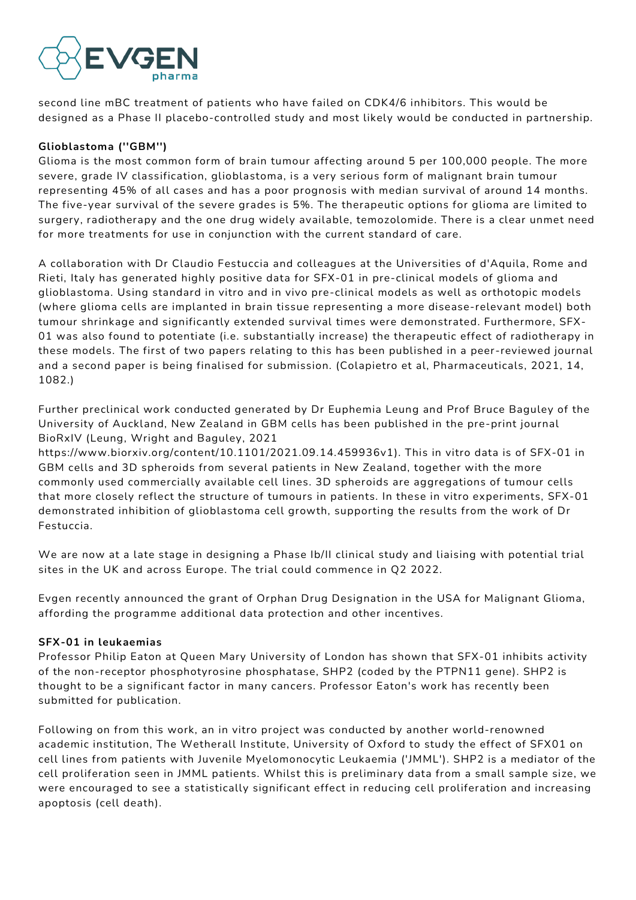second line mBC treatment of patients who have failed on CDK4/6 inhibitors. This would be designed as a Phase II placebo-controlled study and most likely would be conducted in partnership.

**Glioblastoma ("GBM")**

Glioma is the most common form of brain tumour affecting around 5 per 100,000 people. The more severe, grade IV classification, glioblastoma, is a very serious form of malignant brain tumour representing 45% of all cases and has a poor prognosis with median survival of around 14 months. The five-year survival of the severe grades is 5%. The therapeutic options for glioma are limited to surgery, radiotherapy and the one drug widely available, temozolomide. There is a clear unmet need for more treatments for use in conjunction with the current standard of care.

A collaboration with Dr Claudio Festuccia and colleagues at the Universities of d'Aquila, Rome and Rieti, Italy has generated highly positive data for SFX-01 in pre-clinical models of glioma and glioblastoma. Using standard in vitro and in vivo pre-clinical models as well as orthotopic models (where glioma cells are implanted in brain tissue representing a more disease-relevant model) both tumour shrinkage and significantly extended survival times were demonstrated. Furthermore, SFX-01 was also found to potentiate (i.e. substantially increase) the therapeutic effect of radiotherapy in these models. The first of two papers relating to this has been published in a peer-reviewed journal and a second paper is being finalised for submission. (Colapietro et al, Pharmaceuticals, 2021, 14, 1082.)

Further preclinical work conducted generated by Dr Euphemia Leung and Prof Bruce Baguley of the University of Auckland, New Zealand in GBM cells has been published in the pre-print journal BioRxIV (Leung, Wright and Baguley, 2021 https://www.biorxiv.org/content/10.1101/2021.09.14.459936v1). This in vitro data is of SFX-01 in GBM cells and 3D spheroids from several patients in New Zealand, together with the more commonly used commercially available cell lines. 3D spheroids are aggregations of tumour cells that more closely reflect the structure of tumours in patients. In these in vitro experiments, SFX-01 demonstrated inhibition of glioblastoma cell growth, supporting the results from the work of Dr Festuccia.

We are now at a late stage in designing a Phase Ib/II clinical study and liaising with potential trial sites in the UK and across Europe. The trial could commence in Q2 2022.

Evgen recently announced the grant of Orphan Drug Designation in the USA for Malignant Glioma, affording the programme additional data protection and other incentives.

**SFX-01 in leukaemias**

Professor Philip Eaton at Queen Mary University of London has shown that SFX-01 inhibits activity of the non-receptor phosphotyrosine phosphatase, SHP2 (coded by the PTPN11 gene). SHP2 is thought to be a significant factor in many cancers. Professor Eaton's work has recently been submitted for publication.

Following on from this work, an in vitro project was conducted by another world-renowned academic institution, The Wetherall Institute, University of Oxford to study the effect of SFX01 on cell lines from patients with Juvenile Myelomonocytic Leukaemia ('JMML'). SHP2 is a mediator of the cell proliferation seen in JMML patients. Whilst this is preliminary data from a small sample size, we were encouraged to see a statistically significant effect in reducing cell proliferation and increasing apoptosis (cell death).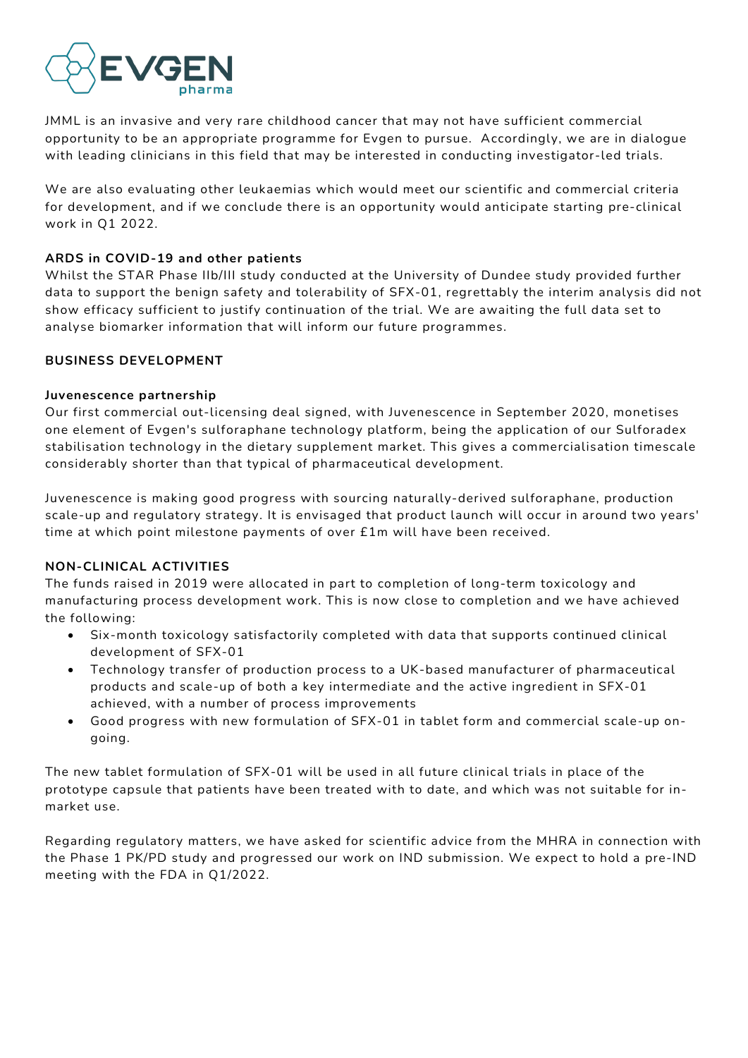JMML is an invasive and very rare childhood cancer that may not have sufficient commercial opportunity to be an appropriate programme for Evgen to pursue. Accordingly, we are in dialogue with leading clinicians in this field that may be interested in conducting investigator-led trials.

We are also evaluating other leukaemias which would meet our scientific and commercial criteria for development, and if we conclude there is an opportunity would anticipate starting pre-clinical work in Q1 2022.

**ARDS in COVID-19 and other patients**

Whilst the STAR Phase IIb/III study conducted at the University of Dundee study provided further data to support the benign safety and tolerability of SFX-01, regrettably the interim analysis did not show efficacy sufficient to justify continuation of the trial. We are awaiting the full data set to analyse biomarker information that will inform our future programmes.

**BUSINESS DEVELOPMENT**

**Juvenescence partnership**

Our first commercial out-licensing deal signed, with Juvenescence in September 2020, monetises one element of Evgen's sulforaphane technology platform, being the application of our Sulforadex stabilisation technology in the dietary supplement market. This gives a commercialisation timescale considerably shorter than that typical of pharmaceutical development.

Juvenescence is making good progress with sourcing naturally-derived sulforaphane, production scale-up and regulatory strategy. It is envisaged that product launch will occur in around two years' time at which point milestone payments of over £1m will have been received.

**NON-CLINICAL ACTIVITIES**

The funds raised in 2019 were allocated in part to completion of long-term toxicology and manufacturing process development work. This is now close to completion and we have achieved the following:

- Six-month toxicology satisfactorily completed with data that supports continued clinical development of SFX-01
- Technology transfer of production process to a UK-based manufacturer of pharmaceutical products and scale-up of both a key intermediate and the active ingredient in SFX-01 achieved, with a number of process improvements
- Good progress with new formulation of SFX-01 in tablet form and commercial scale-up on-going.

The new tablet formulation of SFX-01 will be used in all future clinical trials in place of the prototype capsule that patients have been treated with to date, and which was not suitable for in-market use.

Regarding regulatory matters, we have asked for scientific advice from the MHRA in connection with the Phase 1 PK/PD study and progressed our work on IND submission. We expect to hold a pre-IND meeting with the FDA in Q1/2022.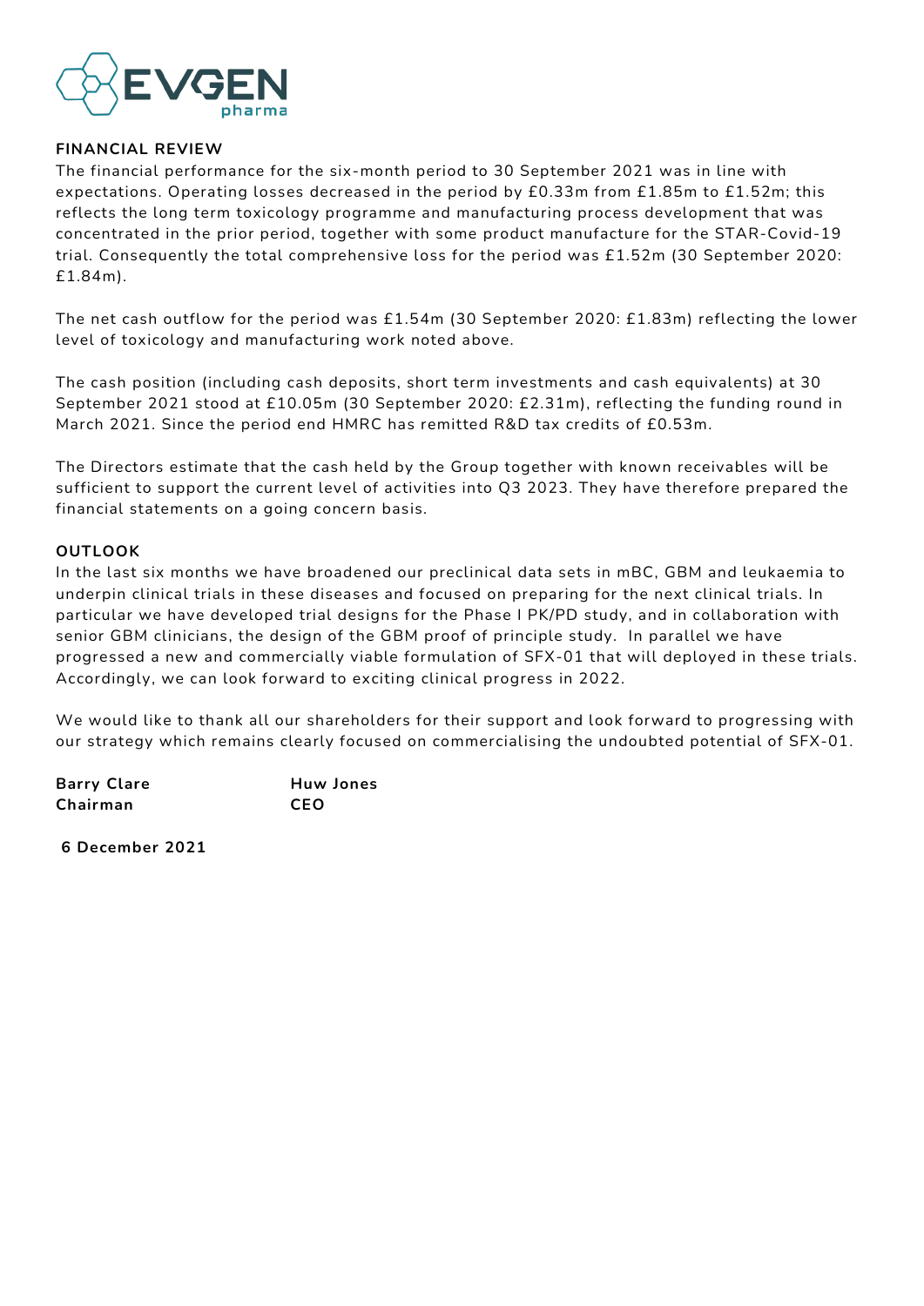## FINANCIAL REVIEW

The financial performance for the six-month period to 30 September 2021 was in line with expectations. Operating losses decreased in the period by £0.33m from £1.85m to £1.52m; this reflects the long term toxicology programme and manufacturing process development that was concentrated in the prior period, together with some product manufacture for the STAR-Covid-19 trial. Consequently the total comprehensive loss for the period was £1.52m (30 September 2020: £1.84m).

The net cash outflow for the period was £1.54m (30 September 2020: £1.83m) reflecting the lower level of toxicology and manufacturing work noted above.

The cash position (including cash deposits, short term investments and cash equivalents) at 30 September 2021 stood at £10.05m (30 September 2020: £2.31m), reflecting the funding round in March 2021. Since the period end HMRC has remitted R&D tax credits of £0.53m.

The Directors estimate that the cash held by the Group together with known receivables will be sufficient to support the current level of activities into Q3 2023. They have therefore prepared the financial statements on a going concern basis.

## OUTLOOK

In the last six months we have broadened our preclinical data sets in mBC, GBM and leukaemia to underpin clinical trials in these diseases and focused on preparing for the next clinical trials. In particular we have developed trial designs for the Phase I PK/PD study, and in collaboration with senior GBM clinicians, the design of the GBM proof of principle study. In parallel we have progressed a new and commercially viable formulation of SFX-01 that will deployed in these trials. Accordingly, we can look forward to exciting clinical progress in 2022.

We would like to thank all our shareholders for their support and look forward to progressing with our strategy which remains clearly focused on commercialising the undoubted potential of SFX-01.

| **Barry Clare** | **Huw Jones** |
|---|---|
| **Chairman** | **CEO** |

**6 December 2021**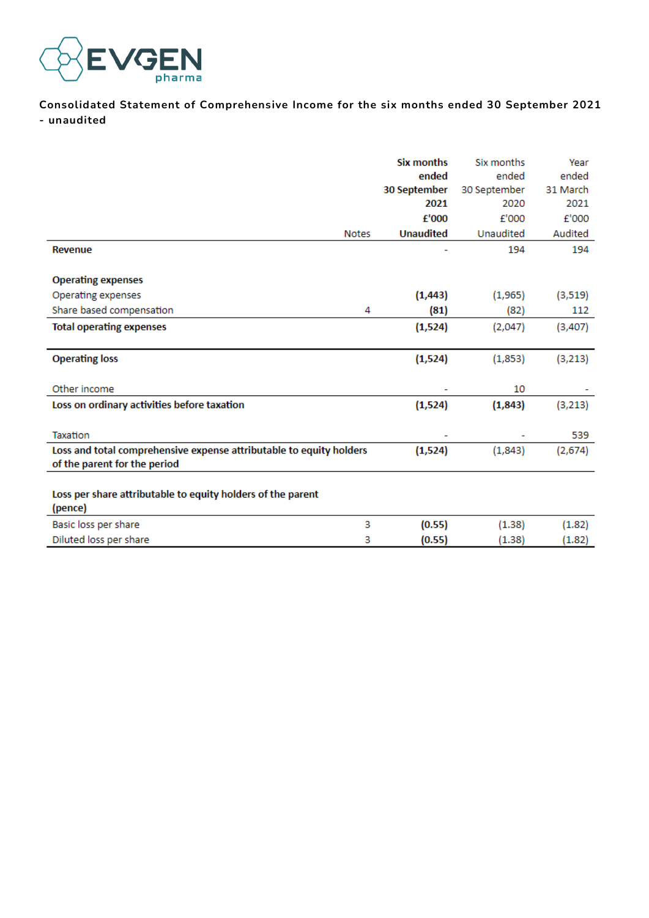EVGEN pharma

**Consolidated Statement of Comprehensive Income for the six months ended 30 September 2021 - unaudited**

| | Notes | **Six months ended 30 September 2021 £'000 Unaudited** | Six months ended 30 September 2020 £'000 Unaudited | Year ended 31 March 2021 £'000 Audited |
|---|---|---|---|---|
| **Revenue** | | - | 194 | 194 |
| | | | | |
| **Operating expenses** | | | | |
| Operating expenses | | **(1,443)** | (1,965) | (3,519) |
| Share based compensation | 4 | **(81)** | (82) | 112 |
| **Total operating expenses** | | **(1,524)** | (2,047) | (3,407) |
| | | | | |
| **Operating loss** | | **(1,524)** | (1,853) | (3,213) |
| | | | | |
| Other income | | - | 10 | - |
| **Loss on ordinary activities before taxation** | | **(1,524)** | **(1,843)** | (3,213) |
| | | | | |
| Taxation | | - | - | 539 |
| **Loss and total comprehensive expense attributable to equity holders of the parent for the period** | | **(1,524)** | (1,843) | (2,674) |
| | | | | |
| **Loss per share attributable to equity holders of the parent (pence)** | | | | |
| Basic loss per share | 3 | **(0.55)** | (1.38) | (1.82) |
| Diluted loss per share | 3 | **(0.55)** | (1.38) | (1.82) |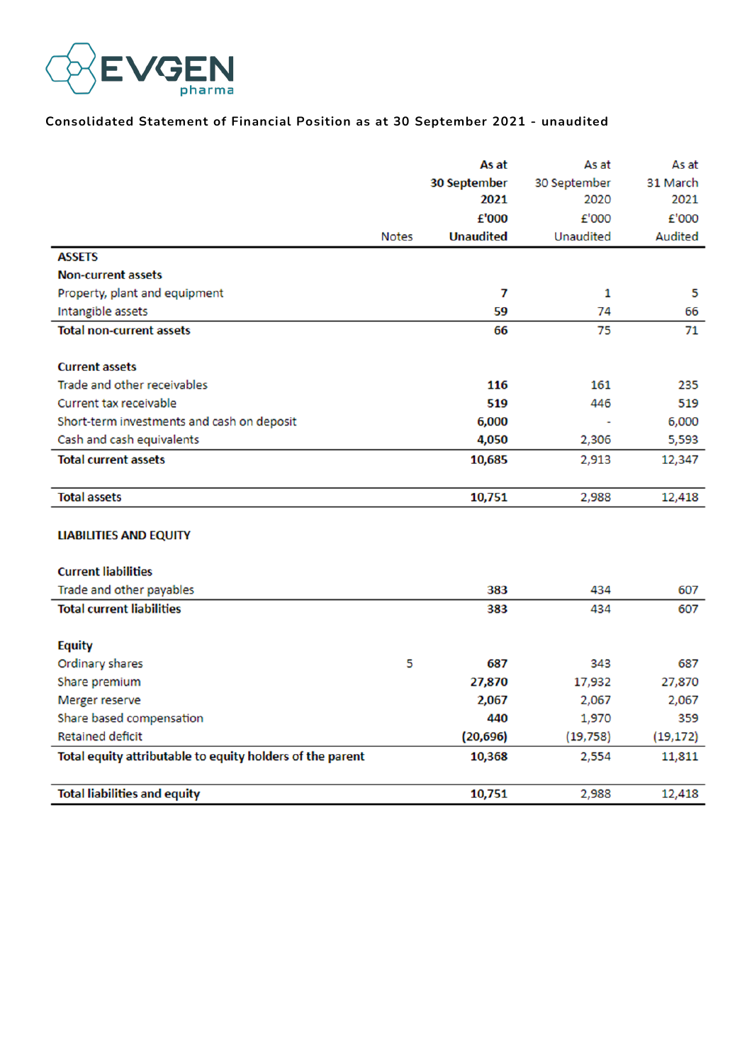EVGEN pharma

## Consolidated Statement of Financial Position as at 30 September 2021 - unaudited

| | Notes | As at 30 September 2021 £'000 Unaudited | As at 30 September 2020 £'000 Unaudited | As at 31 March 2021 £'000 Audited |
|---|---|---|---|---|
| **ASSETS** | | | | |
| **Non-current assets** | | | | |
| Property, plant and equipment | | **7** | 1 | 5 |
| Intangible assets | | **59** | 74 | 66 |
| **Total non-current assets** | | **66** | 75 | 71 |
| | | | | |
| **Current assets** | | | | |
| Trade and other receivables | | **116** | 161 | 235 |
| Current tax receivable | | **519** | 446 | 519 |
| Short-term investments and cash on deposit | | **6,000** | - | 6,000 |
| Cash and cash equivalents | | **4,050** | 2,306 | 5,593 |
| **Total current assets** | | **10,685** | 2,913 | 12,347 |
| | | | | |
| **Total assets** | | **10,751** | 2,988 | 12,418 |
| | | | | |
| **LIABILITIES AND EQUITY** | | | | |
| | | | | |
| **Current liabilities** | | | | |
| Trade and other payables | | **383** | 434 | 607 |
| **Total current liabilities** | | **383** | 434 | 607 |
| | | | | |
| **Equity** | | | | |
| Ordinary shares | 5 | **687** | 343 | 687 |
| Share premium | | **27,870** | 17,932 | 27,870 |
| Merger reserve | | **2,067** | 2,067 | 2,067 |
| Share based compensation | | **440** | 1,970 | 359 |
| Retained deficit | | **(20,696)** | (19,758) | (19,172) |
| **Total equity attributable to equity holders of the parent** | | **10,368** | 2,554 | 11,811 |
| | | | | |
| **Total liabilities and equity** | | **10,751** | 2,988 | 12,418 |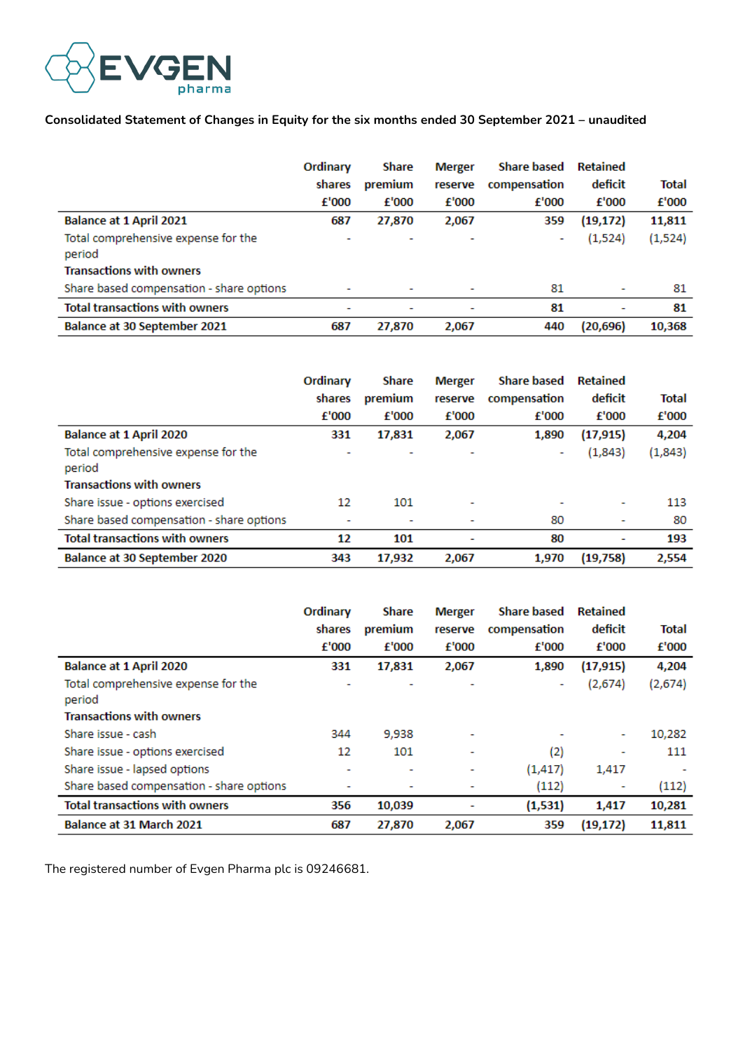EVGEN pharma

**Consolidated Statement of Changes in Equity for the six months ended 30 September 2021 – unaudited**

| | Ordinary shares £'000 | Share premium £'000 | Merger reserve £'000 | Share based compensation £'000 | Retained deficit £'000 | Total £'000 |
|---|---|---|---|---|---|---|
| **Balance at 1 April 2021** | **687** | **27,870** | **2,067** | **359** | **(19,172)** | **11,811** |
| Total comprehensive expense for the period | - | - | - | - | (1,524) | (1,524) |
| **Transactions with owners** | | | | | | |
| Share based compensation - share options | - | - | - | 81 | - | 81 |
| **Total transactions with owners** | **-** | **-** | **-** | **81** | **-** | **81** |
| **Balance at 30 September 2021** | **687** | **27,870** | **2,067** | **440** | **(20,696)** | **10,368** |

| | Ordinary shares £'000 | Share premium £'000 | Merger reserve £'000 | Share based compensation £'000 | Retained deficit £'000 | Total £'000 |
|---|---|---|---|---|---|---|
| **Balance at 1 April 2020** | **331** | **17,831** | **2,067** | **1,890** | **(17,915)** | **4,204** |
| Total comprehensive expense for the period | - | - | - | - | (1,843) | (1,843) |
| **Transactions with owners** | | | | | | |
| Share issue - options exercised | 12 | 101 | - | - | - | 113 |
| Share based compensation - share options | - | - | - | 80 | - | 80 |
| **Total transactions with owners** | **12** | **101** | **-** | **80** | **-** | **193** |
| **Balance at 30 September 2020** | **343** | **17,932** | **2,067** | **1,970** | **(19,758)** | **2,554** |

| | Ordinary shares £'000 | Share premium £'000 | Merger reserve £'000 | Share based compensation £'000 | Retained deficit £'000 | Total £'000 |
|---|---|---|---|---|---|---|
| **Balance at 1 April 2020** | **331** | **17,831** | **2,067** | **1,890** | **(17,915)** | **4,204** |
| Total comprehensive expense for the period | - | - | - | - | (2,674) | (2,674) |
| **Transactions with owners** | | | | | | |
| Share issue - cash | 344 | 9,938 | - | - | - | 10,282 |
| Share issue - options exercised | 12 | 101 | - | (2) | - | 111 |
| Share issue - lapsed options | - | - | - | (1,417) | 1,417 | - |
| Share based compensation - share options | - | - | - | (112) | - | (112) |
| **Total transactions with owners** | **356** | **10,039** | **-** | **(1,531)** | **1,417** | **10,281** |
| **Balance at 31 March 2021** | **687** | **27,870** | **2,067** | **359** | **(19,172)** | **11,811** |

The registered number of Evgen Pharma plc is 09246681.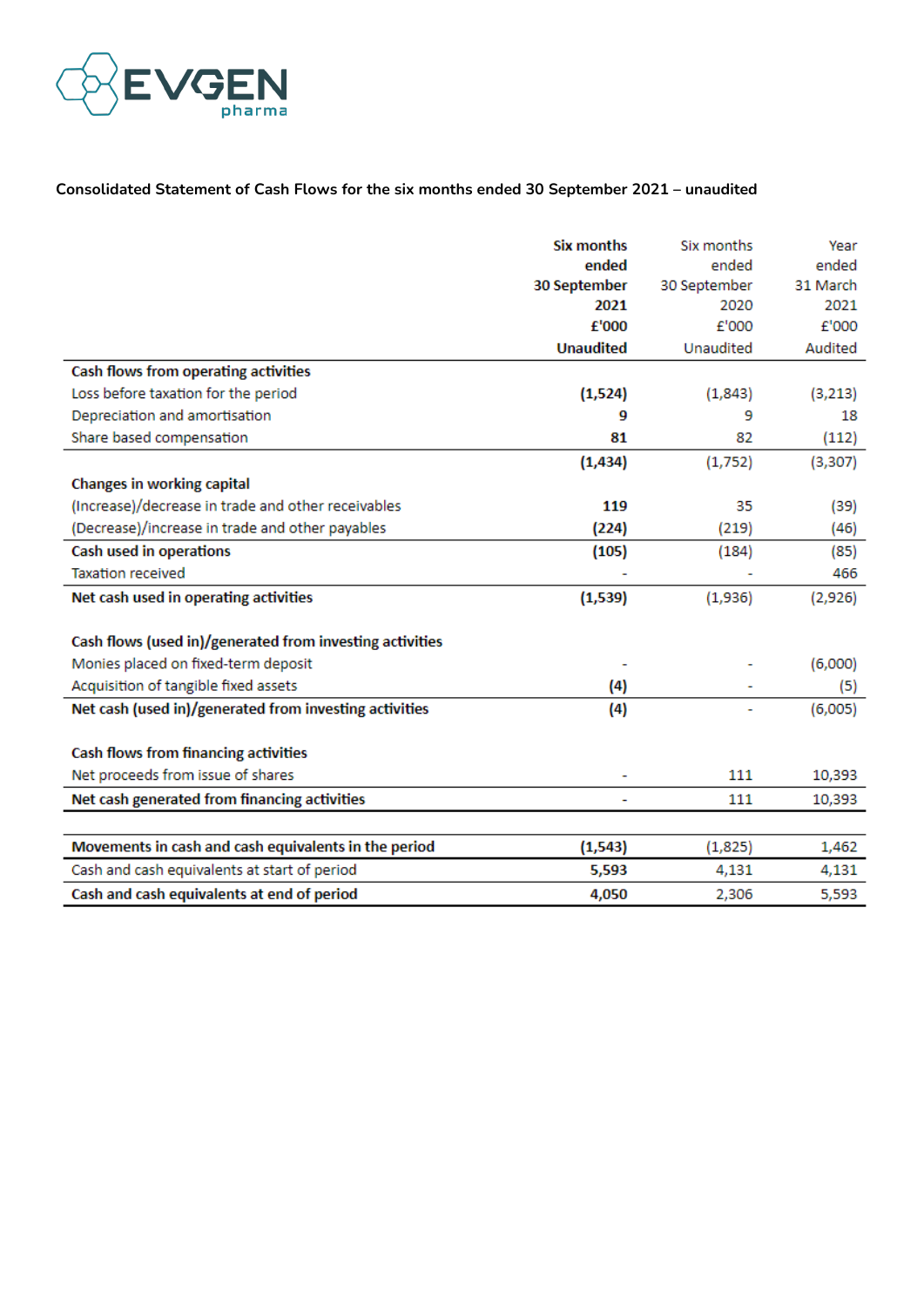**Consolidated Statement of Cash Flows for the six months ended 30 September 2021 – unaudited**

| | Six months ended 30 September 2021 £'000 Unaudited | Six months ended 30 September 2020 £'000 Unaudited | Year ended 31 March 2021 £'000 Audited |
|---|---|---|---|
| **Cash flows from operating activities** | | | |
| Loss before taxation for the period | **(1,524)** | (1,843) | (3,213) |
| Depreciation and amortisation | **9** | 9 | 18 |
| Share based compensation | **81** | 82 | (112) |
| | **(1,434)** | (1,752) | (3,307) |
| **Changes in working capital** | | | |
| (Increase)/decrease in trade and other receivables | **119** | 35 | (39) |
| (Decrease)/increase in trade and other payables | **(224)** | (219) | (46) |
| **Cash used in operations** | **(105)** | (184) | (85) |
| Taxation received | - | - | 466 |
| **Net cash used in operating activities** | **(1,539)** | (1,936) | (2,926) |
| | | | |
| **Cash flows (used in)/generated from investing activities** | | | |
| Monies placed on fixed-term deposit | - | - | (6,000) |
| Acquisition of tangible fixed assets | **(4)** | - | (5) |
| **Net cash (used in)/generated from investing activities** | **(4)** | - | (6,005) |
| | | | |
| **Cash flows from financing activities** | | | |
| Net proceeds from issue of shares | - | 111 | 10,393 |
| **Net cash generated from financing activities** | - | 111 | 10,393 |
| | | | |
| **Movements in cash and cash equivalents in the period** | **(1,543)** | (1,825) | 1,462 |
| Cash and cash equivalents at start of period | **5,593** | 4,131 | 4,131 |
| **Cash and cash equivalents at end of period** | **4,050** | 2,306 | 5,593 |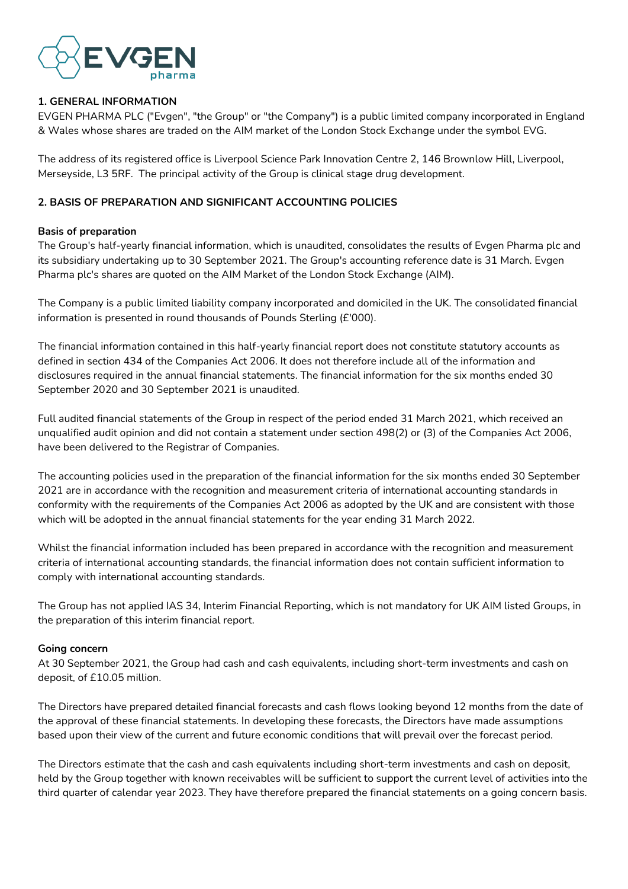## 1. GENERAL INFORMATION

EVGEN PHARMA PLC ("Evgen", "the Group" or "the Company") is a public limited company incorporated in England & Wales whose shares are traded on the AIM market of the London Stock Exchange under the symbol EVG.

The address of its registered office is Liverpool Science Park Innovation Centre 2, 146 Brownlow Hill, Liverpool, Merseyside, L3 5RF. The principal activity of the Group is clinical stage drug development.

## 2. BASIS OF PREPARATION AND SIGNIFICANT ACCOUNTING POLICIES

### Basis of preparation

The Group's half-yearly financial information, which is unaudited, consolidates the results of Evgen Pharma plc and its subsidiary undertaking up to 30 September 2021. The Group's accounting reference date is 31 March. Evgen Pharma plc's shares are quoted on the AIM Market of the London Stock Exchange (AIM).

The Company is a public limited liability company incorporated and domiciled in the UK. The consolidated financial information is presented in round thousands of Pounds Sterling (£'000).

The financial information contained in this half-yearly financial report does not constitute statutory accounts as defined in section 434 of the Companies Act 2006. It does not therefore include all of the information and disclosures required in the annual financial statements. The financial information for the six months ended 30 September 2020 and 30 September 2021 is unaudited.

Full audited financial statements of the Group in respect of the period ended 31 March 2021, which received an unqualified audit opinion and did not contain a statement under section 498(2) or (3) of the Companies Act 2006, have been delivered to the Registrar of Companies.

The accounting policies used in the preparation of the financial information for the six months ended 30 September 2021 are in accordance with the recognition and measurement criteria of international accounting standards in conformity with the requirements of the Companies Act 2006 as adopted by the UK and are consistent with those which will be adopted in the annual financial statements for the year ending 31 March 2022.

Whilst the financial information included has been prepared in accordance with the recognition and measurement criteria of international accounting standards, the financial information does not contain sufficient information to comply with international accounting standards.

The Group has not applied IAS 34, Interim Financial Reporting, which is not mandatory for UK AIM listed Groups, in the preparation of this interim financial report.

### Going concern

At 30 September 2021, the Group had cash and cash equivalents, including short-term investments and cash on deposit, of £10.05 million.

The Directors have prepared detailed financial forecasts and cash flows looking beyond 12 months from the date of the approval of these financial statements. In developing these forecasts, the Directors have made assumptions based upon their view of the current and future economic conditions that will prevail over the forecast period.

The Directors estimate that the cash and cash equivalents including short-term investments and cash on deposit, held by the Group together with known receivables will be sufficient to support the current level of activities into the third quarter of calendar year 2023. They have therefore prepared the financial statements on a going concern basis.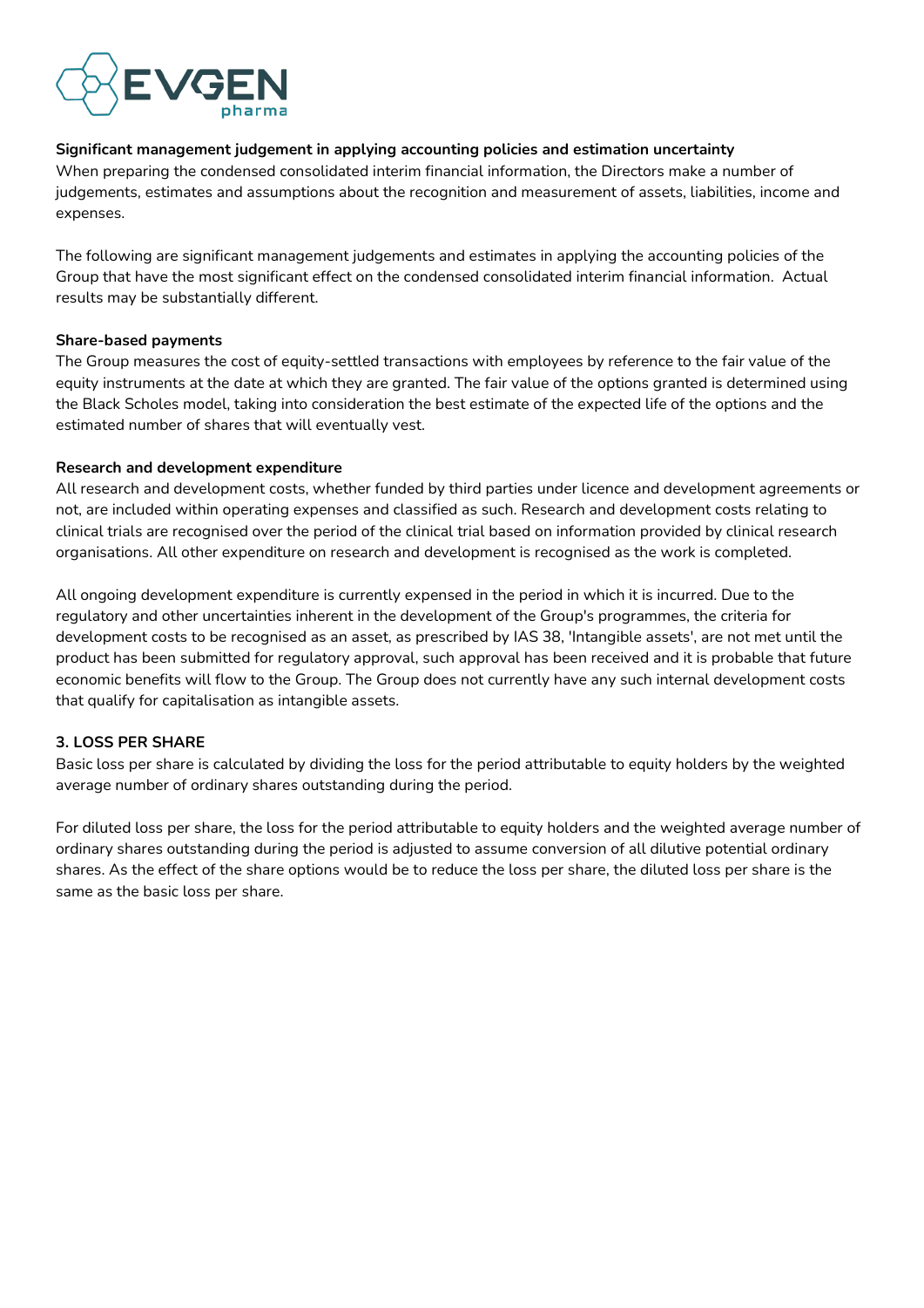**Significant management judgement in applying accounting policies and estimation uncertainty**

When preparing the condensed consolidated interim financial information, the Directors make a number of judgements, estimates and assumptions about the recognition and measurement of assets, liabilities, income and expenses.

The following are significant management judgements and estimates in applying the accounting policies of the Group that have the most significant effect on the condensed consolidated interim financial information. Actual results may be substantially different.

**Share-based payments**

The Group measures the cost of equity-settled transactions with employees by reference to the fair value of the equity instruments at the date at which they are granted. The fair value of the options granted is determined using the Black Scholes model, taking into consideration the best estimate of the expected life of the options and the estimated number of shares that will eventually vest.

**Research and development expenditure**

All research and development costs, whether funded by third parties under licence and development agreements or not, are included within operating expenses and classified as such. Research and development costs relating to clinical trials are recognised over the period of the clinical trial based on information provided by clinical research organisations. All other expenditure on research and development is recognised as the work is completed.

All ongoing development expenditure is currently expensed in the period in which it is incurred. Due to the regulatory and other uncertainties inherent in the development of the Group's programmes, the criteria for development costs to be recognised as an asset, as prescribed by IAS 38, 'Intangible assets', are not met until the product has been submitted for regulatory approval, such approval has been received and it is probable that future economic benefits will flow to the Group. The Group does not currently have any such internal development costs that qualify for capitalisation as intangible assets.

**3. LOSS PER SHARE**

Basic loss per share is calculated by dividing the loss for the period attributable to equity holders by the weighted average number of ordinary shares outstanding during the period.

For diluted loss per share, the loss for the period attributable to equity holders and the weighted average number of ordinary shares outstanding during the period is adjusted to assume conversion of all dilutive potential ordinary shares. As the effect of the share options would be to reduce the loss per share, the diluted loss per share is the same as the basic loss per share.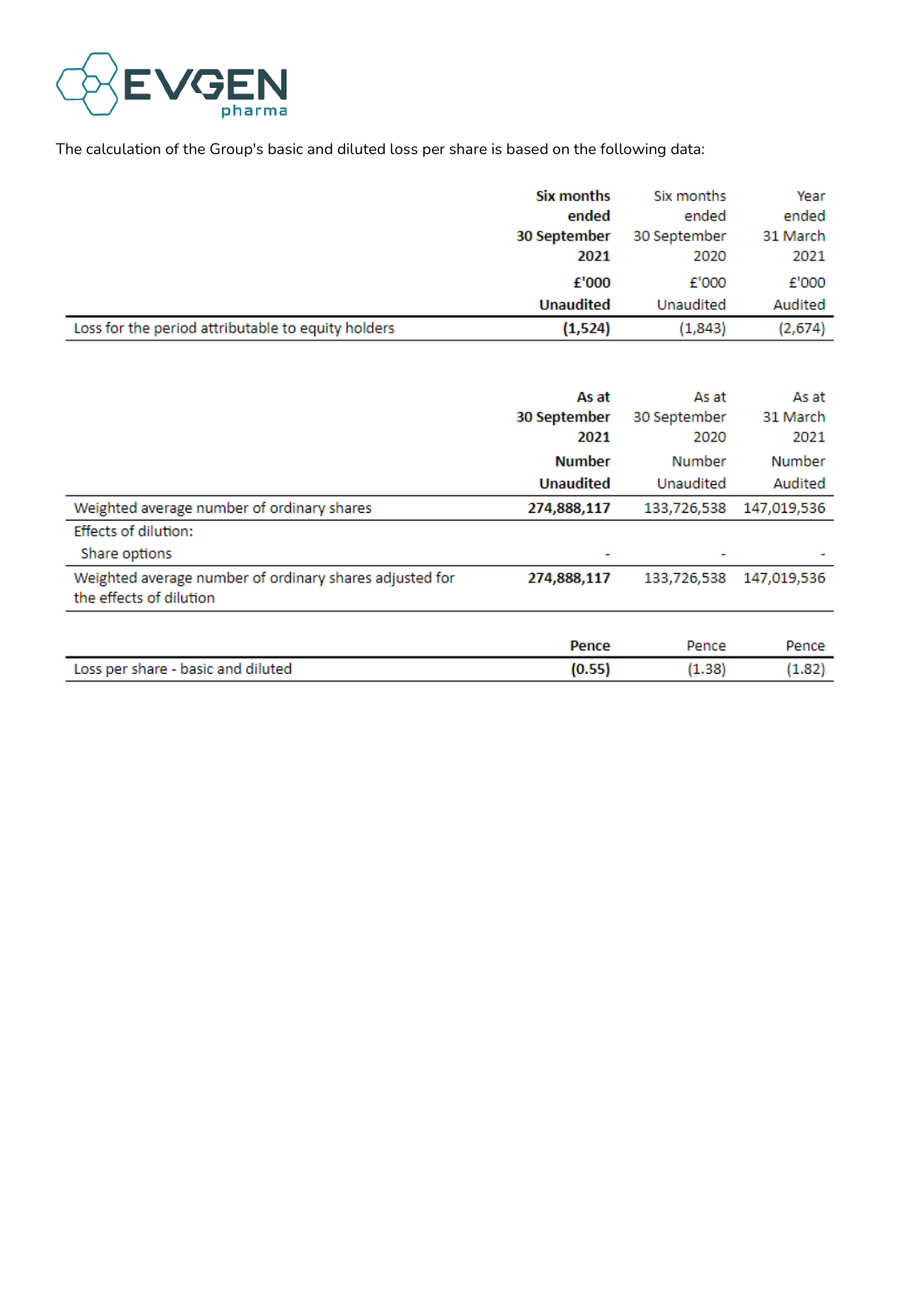The calculation of the Group's basic and diluted loss per share is based on the following data:

| | **Six months ended 30 September 2021** | Six months ended 30 September 2020 | Year ended 31 March 2021 |
|---|---|---|---|
| | **£'000** | £'000 | £'000 |
| | **Unaudited** | Unaudited | Audited |
| Loss for the period attributable to equity holders | **(1,524)** | (1,843) | (2,674) |

| | **As at 30 September 2021** | As at 30 September 2020 | As at 31 March 2021 |
|---|---|---|---|
| | **Number** | Number | Number |
| | **Unaudited** | Unaudited | Audited |
| Weighted average number of ordinary shares | **274,888,117** | 133,726,538 | 147,019,536 |
| Effects of dilution: | | | |
| Share options | - | - | - |
| Weighted average number of ordinary shares adjusted for the effects of dilution | **274,888,117** | 133,726,538 | 147,019,536 |

| | **Pence** | Pence | Pence |
|---|---|---|---|
| Loss per share - basic and diluted | **(0.55)** | (1.38) | (1.82) |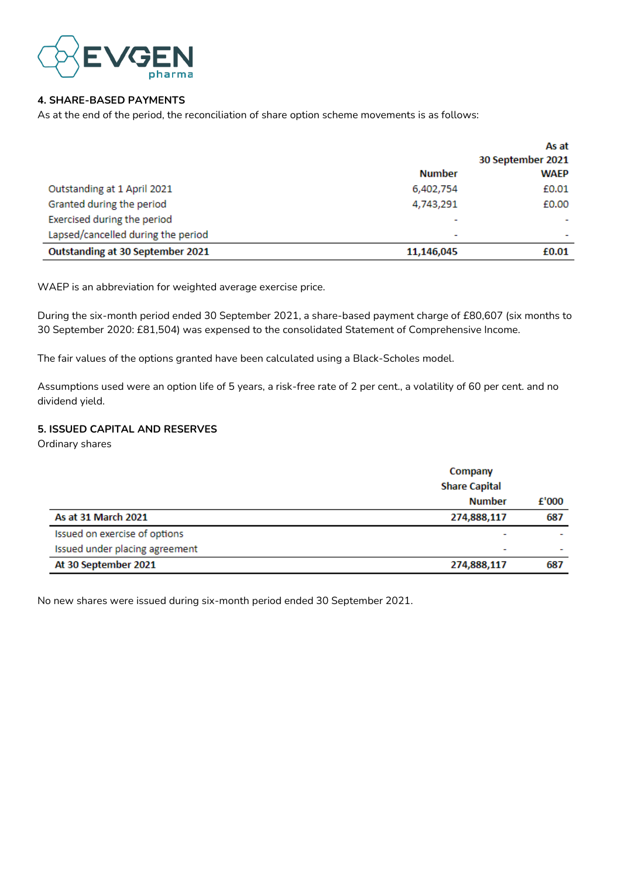## 4. SHARE-BASED PAYMENTS

As at the end of the period, the reconciliation of share option scheme movements is as follows:

| | | As at 30 September 2021 |
|---|---|---|
| | Number | WAEP |
| Outstanding at 1 April 2021 | 6,402,754 | £0.01 |
| Granted during the period | 4,743,291 | £0.00 |
| Exercised during the period | - | - |
| Lapsed/cancelled during the period | - | - |
| **Outstanding at 30 September 2021** | **11,146,045** | **£0.01** |

WAEP is an abbreviation for weighted average exercise price.

During the six-month period ended 30 September 2021, a share-based payment charge of £80,607 (six months to 30 September 2020: £81,504) was expensed to the consolidated Statement of Comprehensive Income.

The fair values of the options granted have been calculated using a Black-Scholes model.

Assumptions used were an option life of 5 years, a risk-free rate of 2 per cent., a volatility of 60 per cent. and no dividend yield.

## 5. ISSUED CAPITAL AND RESERVES

Ordinary shares

| | Company Share Capital | |
|---|---|---|
| | Number | £'000 |
| **As at 31 March 2021** | **274,888,117** | **687** |
| Issued on exercise of options | - | - |
| Issued under placing agreement | - | - |
| **At 30 September 2021** | **274,888,117** | **687** |

No new shares were issued during six-month period ended 30 September 2021.